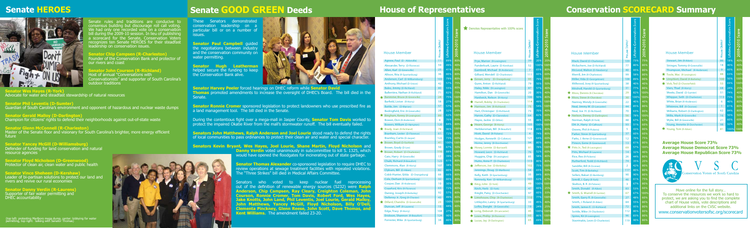# Senate HEROES

Senate rules and traditions are conducive to consensus building but discourage roll call voting. We had only one recorded vote on a conservation bill during the 2009-10 session. In lieu of publishing a scorecard for the Senate, Conservation Voters recognizes ten Senate HEROES for their steadfast leadership on conservation issues.

**Senator Chip Campsen (R-Charleston)**
Founder of the Conservation Bank and protector of our rivers and coast

**Senator John Courson (R-Richland)**
Host of annual "Conversations with Conservationists" and supporter of South Carolina's outdoor traditions

**Senator Wes Hayes (R-York)**
Advocate for water and steadfast stewardship of natural resources

**Senator Phil Leventis (D-Sumter)**
Guardian of South Carolina's environment and opponent of hazardous and nuclear waste dumps

**Senator Gerald Malloy (D-Darlington)**
Champion for citizens' rights to defend their neighborhoods against out-of-state waste

**Senator Glenn McConnell (R-Charleston)**
Master of the Senate floor and visionary for South Carolina's brighter, more energy efficient future

**Senator Yancey McGill (D-Williamsburg)**
Defender of funding for land conservation and natural resource agencies

**Senator Floyd Nicholson (D-Greenwood)**
Protector of clean air, clean water and public health

**Senator Vince Sheheen (D-Kershaw)**
Leader of bi-partisan solutions to protect our land and rivers and revive our rural economies

**Senator Danny Verdin (R-Laurens)**
Supporter of fair water permitting and DHEC accountability

(top left: protesting Marlboro mega dump, center: lobbying for water permitting, top right: talking with Senator Thomas)

# Senate GOOD GREEN Deeds

These Senators demonstrated conservation leadership on a particular bill or on a number of issues.

**Senator Paul Campbell** guided the negotiations between industry and the conservation community on water permitting.

**Senator Hugh Leatherman** helped secure the funding to keep the Conservation Bank alive.

**Senator Harvey Peeler** forced hearings on DHEC reform while **Senator David Thomas** promoted amendments to increase the oversight of DHEC's Board. The bill died in the Senate.

**Senator Ronnie Cromer** sponsored legislation to protect landowners who use prescribed fire as a land management tool. The bill died in the Senate.

During the contentious fight over a mega-mall in Jasper County, **Senator Tom Davis** worked to protect the impaired Okatie River from the mall's stormwater runoff. The bill eventually failed.

**Senators John Matthews, Ralph Anderson and Joel Lourie** stood ready to defend the rights of local communities to pass ordinances to protect their clean air and water and special character.

**Senators Kevin Bryant, Wes Hayes, Joel Lourie, Shane Martin, Floyd Nicholson** and **Danny Verdin** voted unanimously in subcommittee to kill S. 1325, which would have opened the floodgates for incinerating out of state garbage.

**Senator Thomas Alexander** co-sponsored legislation to require DHEC to review operations at sewage treatment facilities with repeated violations. The "Three Strikes" bill died in Medical Affairs Committee.

Senators who voted to keep nuclear fuel reprocessing out of the definition of renewable energy sources (S232) were **Ralph Anderson, Chip Campsen, Ray Cleary, Creighton Coleman, John Courson, Ronnie Cromer, Tom Davis, Robert Ford, Wes Hayes, Jake Knotts, John Land, Phil Leventis, Joel Lourie, Gerald Malloy, John Matthews, Yancey McGill, Floyd Nicholson, Billy O'Dell, Clementa Pinckney, Glenn Reese, John Scott, Dave Thomas, and Kent Williams.** The amendment failed 23-20.

# House of Representatives

★ Denotes Representative with 100% score

| | House Member | House District | Lifetime Conservation Score | 2009-2010 Score |
|---|---|---|---|---|
| | Agnew, Paul (D-Abbeville) | 11 | 89% | 80% |
| | Alexander, Terry (D-Florence) | 59 | 49% | 40% |
| | Allen, Karl (D-Greenville) | 25 | 41% | 80% |
| | Allison, Rita (R-Spartanburg) | 36 | 80% | 80% |
| | Anderson, Carl (D-Williamsburg) | 103 | 79% | 80% |
| | Anthony, Michael (D-Union) | 42 | 57% | 60% |
| | Bales, Jimmy (D-Richland) | 80 | 55% | 80% |
| | Ballentine, Nathan (R-Richland) | 71 | 82% | 75% |
| ★ | Bannister, Bruce (R-Greenville) | 24 | 75% | 100% |
| | Barfield, Liston (R-Horry) | 58 | 27% | 60% |
| | Battle, Jim (D-Marion) | 57 | 57% | 80% |
| | Bedingfield, Eric (R-Greenville) | 28 | 32% | 25% |
| ★ | Bingham, Kenny (R-Lexington) | 89 | 62% | 100% |
| | Bowen, Don (R-Anderson) | 8 | 78% | 80% |
| | Bowers, William (D-Hampton) | 120 | 84% | 80% |
| ★ | Brady, Joan (R-Richland) | 78 | 96% | 100% |
| | Branham, Lester (D-Florence) | 61 | 72% | 80% |
| | Brantley, Curtis (D-Jasper) | 122 | 73% | 60% |
| ★ | Brown, Boyd (D-Fairfield) | 41 | 100% | 100% |
| | Brown, Grady (D-Lee) | 50 | 67% | 50% |
| ★ | Brown, Robert (D-Charleston) | 116 | 88% | 100% |
| | Cato, Harry (R-Greenville) | 17 | 39% | 67% |
| | Chalk, Richard (R-Beaufort) | 123 | 61% | 80% |
| | Clemmons, Alan (R-Horry) | 107 | 58% | 50% |
| | Clyburn, Bill (D-Aiken) | 82 | 80% | 80% |
| | Cobb-Hunter, Gilda (D-Orangeburg) | 66 | 66% | 80% |
| | Cole, Derham (R-Spartanburg) | 32 | 80% | 80% |
| | Cooper, Dan (R-Anderson) | 10 | 30% | 60% |
| | Crawford, Kris (R-Florence) | 63 | 72% | 80% |
| | Daning, Joseph (R-Berkeley) | 92 | 57% | 80% |
| | Delleney Jr., Greg (R-Chester) | 43 | 49% | 80% |
| ★ | Dillard, Chandra (D-Greenville) | 23 | 100% | 100% |
| | Duncan, Jeff (R-Laurens) | 15 | 44% | 80% |
| | Edge, Tracy (R-Horry) | 104 | 27% | 40% |
| | Erickson, Shannon (R-Beaufort) | 124 | 90% | 80% |
| | Forrester, Mike (R-Spartanburg) | 34 | 80% | 80% |

| | House Member | House District | Lifetime Conservation Score | 2009-2010 Score |
|---|---|---|---|---|
| | Frye, Marion (R-Lexington) | 39 | 29% | 33% |
| | Funderburk, Laurie (D-Kershaw) | 52 | 100% | 100% |
| | Gambrell, Michael (R-Anderson) | 7 | 65% | 80% |
| | Gilliard, Wendell (D-Charleston) | 111 | 60% | 60% |
| ★ | Govan, Jerry (D-Orangeburg) | 95 | 79% | 100% |
| | Gunn, Anton (D-Richland) | 79 | 50% | 50% |
| | Haley, Nikki (R-Lexington) | 87 | 57% | 40% |
| | Hamilton, Dan (R-Greenville) | 20 | 30% | 40% |
| | Hardwick, Nelson (R-Horry) | 106 | 50% | 40% |
| ★ | Harrell, Bobby (R-Charleston) | 114 | 49% | 100% |
| ★ | Harrison, Jim (R-Richland) | 75 | 54% | 100% |
| | Hart, Christopher (D-Richland) | 73 | 79% | 60% |
| | Harvin, Cathy (D-Clarendon) | 64 | 82% | 60% |
| | Hayes, Jackie (D-Dillon) | 55 | 48% | 60% |
| ★ | Hearn, George (R-Horry) | 105 | 100% | 100% |
| | Herbkersman, Bill (R-Beaufort) | 118 | 83% | 80% |
| | Hiott, David (R-Pickens) | 4 | 74% | 80% |
| | Hodges, Kenneth (D-Colleton) | 121 | 64% | 60% |
| | Horne, Jenny (R-Dorchester) | 94 | 80% | 80% |
| ★ | Hosey, Lonnie (D-Barnwell) | 91 | 78% | 100% |
| | Howard, Leon (D-Richland) | 76 | 56% | 60% |
| | Huggins, Chip (R-Lexington) | 85 | 58% | 80% |
| | Hutto, Anne P. (D-Charleston) | 115 | 80% | 80% |
| ★ | Jefferson, Joe (D-Berkeley) | 102 | 75% | 100% |
| | Jennings, Doug (D-Marlboro) | 54 | 65% | 50% |
| | Kelly, Keith (R-Spartanburg) | 35 | 34% | 80% |
| | Kennedy, Ken (D-Williamsburg) | 101 | 62% | 67% |
| ★ | King, John (D-York) | 49 | 100% | 100% |
| | Kirsh, Herb (D-York) | 47 | 60% | 25% |
| | Knight, Patsy (D-Dorchester) | 97 | 60% | 33% |
| ★ | Limehouse, Chip (R-Charleston) | 110 | 77% | 100% |
| | Littlejohn, Lanny (R-Spartanburg) | 33 | 45% | 40% |
| | Loftis, Dwight (R-Greenville) | 19 | 24% | 25% |
| ★ | Long, Deborah (R-Lancaster) | 45 | 100% | 100% |
| ★ | Lowe, Phillip (R-Florence) | 60 | 80% | 100% |
| ★ | Lucas, Jay (R-Darlington) | 65 | 69% | 100% |

| | House Member | House District | Lifetime Conservation Score | 2009-2010 Score |
|---|---|---|---|---|
| | Mack, David (D-Charleston) | 109 | 73% | 75% |
| | McEachern, Joe (D-Richland) | 77 | 80% | 80% |
| | McLeod, Walton (D-Newberry) | 40 | 93% | 80% |
| | Merrill, Jim (R-Charleston) | 99 | 58% | 60% |
| | Miller, Vida (D-Georgetown) | 108 | 89% | 80% |
| | Millwood, Joey (R-Spartanburg) | 38 | 40% | 40% |
| | Mitchell, Harold (D-Spartanburg) | 31 | 77% | 80% |
| ★ | Moss, Dennis (R-Cherokee) | 29 | 82% | 100% |
| ★ | Moss, Steve (R-Cherokee) | 30 | 100% | 100% |
| | Nanney, Wendy (R-Greenville) | 22 | 40% | 40% |
| | Neal, Jimmy M. (D-Lancaster) | 44 | 85% | 80% |
| | Neal, Joe H. (D-Richland) | 70 | 63% | 80% |
| ★ | Neilson, Denny (D-Darlington) | 56 | 78% | 100% |
| | Norman, Ralph (R-York) | 48 | 67% | 67% |
| | Ott Jr., Harry (D-Calhoun) | 93 | 61% | 60% |
| | Owens, Phil (R-Pickens) | 5 | 43% | 80% |
| | Parker, Steve (R-Spartanburg) | 37 | 60% | 60% |
| | Parks, J. Anne (D-Greenwood) | 12 | 70% | 75% |
| | Pinson, Gene (R-Greenwood) | 13 | 61% | 80% |
| ★ | Pitts Jr., Ted (R-Lexington) | 69 | 57% | 100% |
| | Pitts, Michael (R-Laurens) | 14 | 32% | 40% |
| | Rice, Rex (R-Pickens) | 26 | 44% | 80% |
| | Rutherford, Todd (D-Richland) | 74 | 35% | 50% |
| | Sandifer, Bill (R-Oconee) | 2 | 42% | 60% |
| | Scott, Tim (R-Berkeley) | 117 | 80% | 80% |
| | Sellers, Bakari (D-Bamberg) | 90 | 80% | 80% |
| | Simrill, J. Gary (R-York) | 46 | 61% | 75% |
| | Skelton, B. R. (R-Pickens) | 3 | 67% | 80% |
| | Smith, Donald (R-Aiken) | 83 | 53% | 80% |
| ★ | Smith, G. Murrell (R-Sumter) | 67 | 67% | 100% |
| | Smith, Garry R. (R-Greenville) | 27 | 48% | 60% |
| | Smith, J. Roland (R-Aiken) | 84 | 55% | 80% |
| | Smith, James E. (D-Richland) | 72 | 85% | 80% |
| | Sottile, Mike (R-Charleston) | 112 | 80% | 80% |
| | Spires, Kit (R-Lexington) | 96 | 83% | 80% |
| | Stavrinakis, Leon (D-Charleston) | 119 | 90% | 80% |

# Conservation SCORECARD Summary

| | House Member | House District | Lifetime Conservation Score | 2009-2010 Score |
|---|---|---|---|---|
| | Stewart, Jim (R-Aiken) | 86 | 18% | 40% |
| | Stringer, Tommy (R-Greenville) | 18 | 40% | 40% |
| | Thompson, Michael (R-Anderson) | 9 | 80% | 80% |
| ★ | Toole, Mac (R-Lexington) | 88 | 63% | 100% |
| ★ | Umphlett, David (R-Berkeley) | 100 | 50% | 100% |
| ★ | Vick, Ted (D-Chesterfield) | 53 | 93% | 100% |
| | Viers, Thad (R-Horry) | 68 | 24% | 25% |
| | Weeks, David (D-Sumter) | 51 | 74% | 40% |
| | Whipper, Seth (D-Charleston) | 113 | 73% | 50% |
| | White, Brian (R-Anderson) | 6 | 40% | 60% |
| | Whitmire, Bill (R-Oconee) | 1 | 61% | 80% |
| | Williams, Robert (D-Darlington) | 62 | 84% | 80% |
| | Willis, Mark (R-Greenville) | 16 | 50% | 50% |
| | Wylie, Bill (R-Greenville) | 21 | 60% | 60% |
| | Young, Annette (R-Dorchester) | 98 | 50% | 40% |
| ★ | Young, Tom (R-Aiken) | 81 | 100% | 100% |

**Average House Score 73%**
**Average House Democrat Score 73%**
**Average House Republican Score 73%**

Conservation Voters of South Carolina

Move online for the full story...
To conserve the resources we work so hard to protect, we are asking you to find the complete chart of House votes, vote descriptions and additional links on the CVSC website.
www.conservationvotersofsc.org/scorecard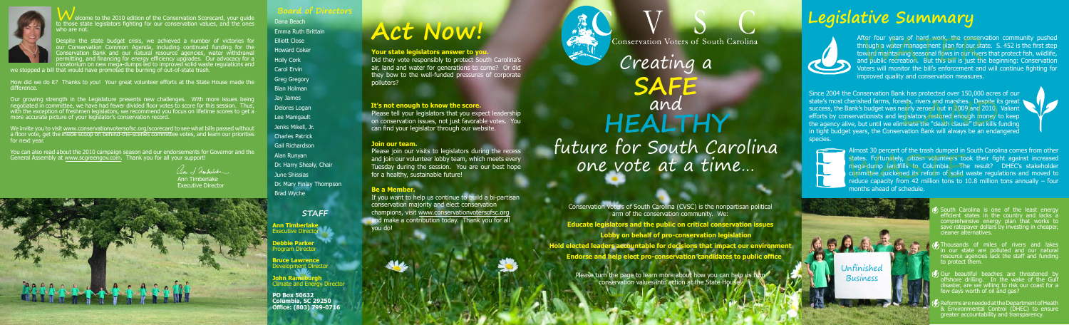Welcome to the 2010 edition of the Conservation Scorecard, your guide to those state legislators fighting for our conservation values, and the ones who are not.

Despite the state budget crisis, we achieved a number of victories for our Conservation Common Agenda, including continued funding for the Conservation Bank and our natural resource agencies, water withdrawal permitting, and financing for energy efficiency upgrades. Our advocacy for a moratorium on new mega-dumps led to improved solid waste regulations and we stopped a bill that would have promoted the burning of out-of-state trash.

How did we do it? Thanks to you! Your great volunteer efforts at the State House made the difference.

Our growing strength in the Legislature presents new challenges. With more issues being negotiated in committee, we have had fewer divided floor votes to score for this session. Thus, with the exception of freshmen legislators, we recommend you focus on lifetime scores to get a more accurate picture of your legislator's conservation record.

We invite you to visit www.conservationvotersofsc.org/scorecard to see what bills passed without a floor vote, get the inside scoop on behind-the-scenes committee votes, and learn our priorities for next year.

You can also read about the 2010 campaign season and our endorsements for Governor and the General Assembly at www.scgreengov.com. Thank you for all your support!

Ann Timberlake
Executive Director

## Board of Directors

Dana Beach
Emma Ruth Brittain
Elliott Close
Howard Coker
Holly Cork
Carol Ervin
Greg Gregory
Blan Holman
Jay James
Delores Logan
Lee Manigault
Jenks Mikell, Jr.
Charles Patrick
Gail Richardson
Alan Runyan
Dr. Harry Shealy, Chair
June Shissias
Dr. Mary Finlay Thompson
Brad Wyche

## STAFF

**Ann Timberlake**
Executive Director

**Debbie Parker**
Program Director

**Bruce Lawrence**
Development Director

**John Ramsburgh**
Climate and Energy Director

**PO Box 50632**
**Columbia, SC 29250**
**Office: (803) 799-0716**

# Act Now!

**Your state legislators answer to you.**
Did they vote responsibly to protect South Carolina's air, land and water for generations to come? Or did they bow to the well-funded pressures of corporate polluters?

**It's not enough to know the score.**
Please tell your legislators that you expect leadership on conservation issues, not just favorable votes. You can find your legislator through our website.

**Join our team.**
Please join our visits to legislators during the recess and join our volunteer lobby team, which meets every Tuesday during the session. You are our best hope for a healthy, sustainable future!

**Be a Member.**
If you want to help us continue to build a bi-partisan conservation majority and elect conservation champions, visit www.conservationvotersofsc.org and make a contribution today. Thank you for all you do!

# CVSC
Conservation Voters of South Carolina

# Creating a SAFE and HEALTHY future for South Carolina one vote at a time...

Conservation Voters of South Carolina (CVSC) is the nonpartisan political arm of the conservation community. We:

**Educate legislators and the public on critical conservation issues**

**Lobby on behalf of pro-conservation legislation**

**Hold elected leaders accountable for decisions that impact our environment**

**Endorse and help elect pro-conservation candidates to public office**

Please turn the page to learn more about how you can help us turn conservation values into action at the State House!

# Legislative Summary

After four years of hard work, the conservation community pushed through a water management plan for our state. S. 452 is the first step toward maintaining seasonal flows in our rivers that protect fish, wildlife, and public recreation. But this bill is just the beginning: Conservation Voters will monitor the bill's enforcement and will continue fighting for improved quality and conservation measures.

Since 2004 the Conservation Bank has protected over 150,000 acres of our state's most cherished farms, forests, rivers and marshes. Despite its great success, the Bank's budget was nearly zeroed out in 2009 and 2010. Valiant efforts by conservationists and legislators restored enough money to keep the agency alive, but until we eliminate the "death clause" that kills funding in tight budget years, the Conservation Bank will always be an endangered species.

Almost 30 percent of the trash dumped in South Carolina comes from other states. Fortunately, citizen volunteers took their fight against increased mega-dump landfills to Columbia. The result? DHEC's stakeholder committee quickened its reform of solid waste regulations and moved to reduce capacity from 42 million tons to 10.8 million tons annually – four months ahead of schedule.

## Unfinished Business

- South Carolina is one of the least energy efficient states in the country and lacks a comprehensive energy plan that works to save ratepayer dollars by investing in cheaper, cleaner alternatives.
- Thousands of miles of rivers and lakes in our state are polluted and our natural resource agencies lack the staff and funding to protect them.
- Our beautiful beaches are threatened by offshore drilling. In the wake of the Gulf disaster, are we willing to risk our coast for a few days worth of oil and gas?
- Reforms are needed at the Department of Health & Environmental Control (DHEC) to ensure greater accountability and transparency.